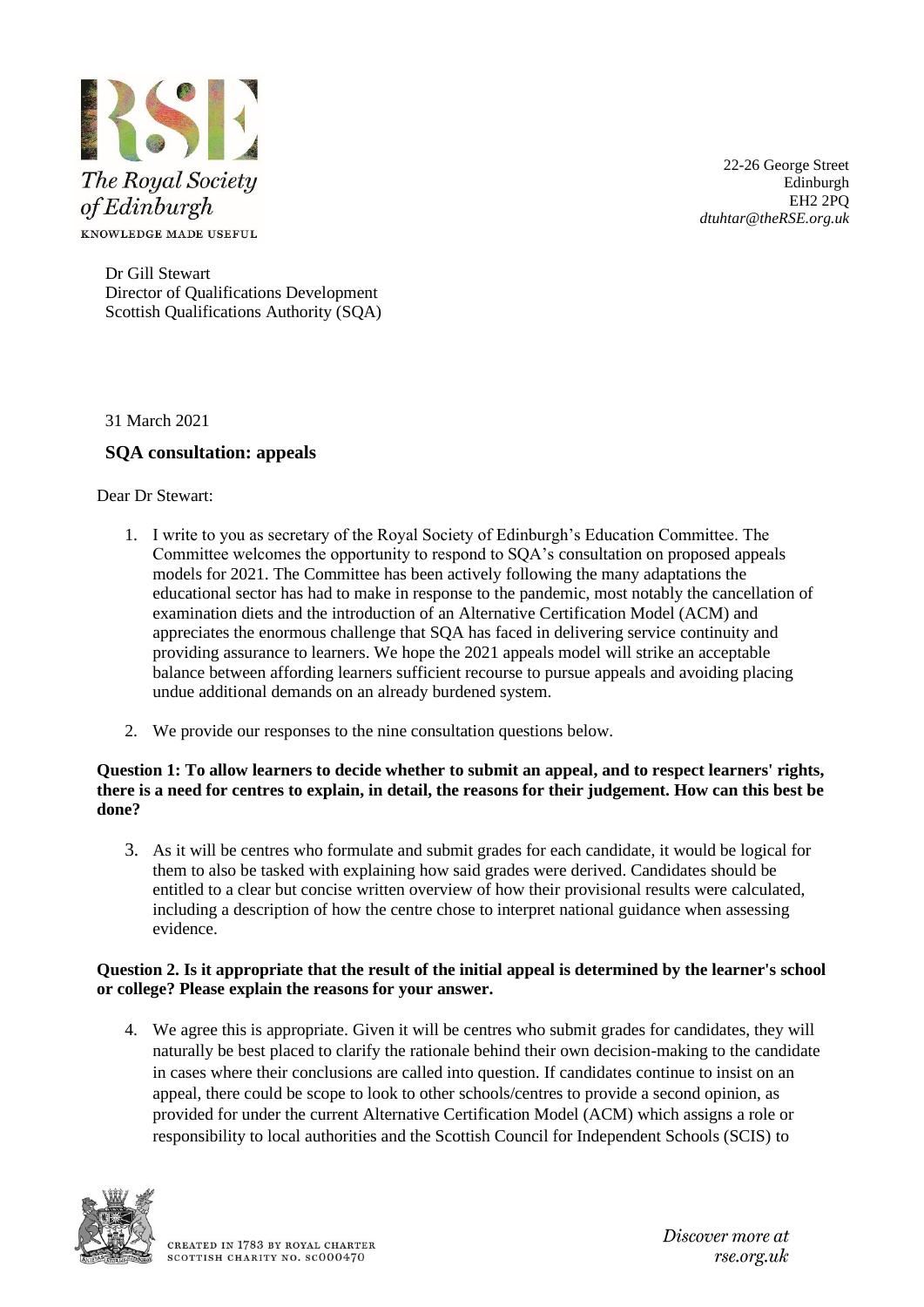The Royal Society of Edinburgh
KNOWLEDGE MADE USEFUL

22-26 George Street
Edinburgh
EH2 2PQ
*dtuhtar@theRSE.org.uk*

Dr Gill Stewart
Director of Qualifications Development
Scottish Qualifications Authority (SQA)

31 March 2021

## SQA consultation: appeals

Dear Dr Stewart:

1. I write to you as secretary of the Royal Society of Edinburgh's Education Committee. The Committee welcomes the opportunity to respond to SQA's consultation on proposed appeals models for 2021. The Committee has been actively following the many adaptations the educational sector has had to make in response to the pandemic, most notably the cancellation of examination diets and the introduction of an Alternative Certification Model (ACM) and appreciates the enormous challenge that SQA has faced in delivering service continuity and providing assurance to learners. We hope the 2021 appeals model will strike an acceptable balance between affording learners sufficient recourse to pursue appeals and avoiding placing undue additional demands on an already burdened system.

2. We provide our responses to the nine consultation questions below.

**Question 1: To allow learners to decide whether to submit an appeal, and to respect learners' rights, there is a need for centres to explain, in detail, the reasons for their judgement. How can this best be done?**

3. As it will be centres who formulate and submit grades for each candidate, it would be logical for them to also be tasked with explaining how said grades were derived. Candidates should be entitled to a clear but concise written overview of how their provisional results were calculated, including a description of how the centre chose to interpret national guidance when assessing evidence.

**Question 2. Is it appropriate that the result of the initial appeal is determined by the learner's school or college? Please explain the reasons for your answer.**

4. We agree this is appropriate. Given it will be centres who submit grades for candidates, they will naturally be best placed to clarify the rationale behind their own decision-making to the candidate in cases where their conclusions are called into question. If candidates continue to insist on an appeal, there could be scope to look to other schools/centres to provide a second opinion, as provided for under the current Alternative Certification Model (ACM) which assigns a role or responsibility to local authorities and the Scottish Council for Independent Schools (SCIS) to

CREATED IN 1783 BY ROYAL CHARTER
SCOTTISH CHARITY NO. SC000470

*Discover more at rse.org.uk*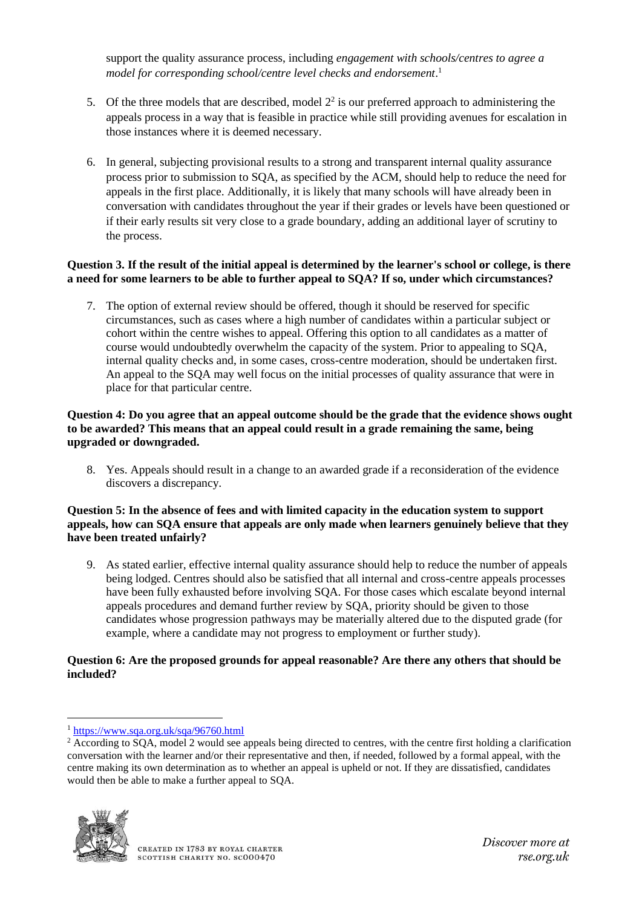support the quality assurance process, including *engagement with schools/centres to agree a model for corresponding school/centre level checks and endorsement*.[1]

5. Of the three models that are described, model 2[2] is our preferred approach to administering the appeals process in a way that is feasible in practice while still providing avenues for escalation in those instances where it is deemed necessary.

6. In general, subjecting provisional results to a strong and transparent internal quality assurance process prior to submission to SQA, as specified by the ACM, should help to reduce the need for appeals in the first place. Additionally, it is likely that many schools will have already been in conversation with candidates throughout the year if their grades or levels have been questioned or if their early results sit very close to a grade boundary, adding an additional layer of scrutiny to the process.

**Question 3. If the result of the initial appeal is determined by the learner's school or college, is there a need for some learners to be able to further appeal to SQA? If so, under which circumstances?**

7. The option of external review should be offered, though it should be reserved for specific circumstances, such as cases where a high number of candidates within a particular subject or cohort within the centre wishes to appeal. Offering this option to all candidates as a matter of course would undoubtedly overwhelm the capacity of the system. Prior to appealing to SQA, internal quality checks and, in some cases, cross-centre moderation, should be undertaken first. An appeal to the SQA may well focus on the initial processes of quality assurance that were in place for that particular centre.

**Question 4: Do you agree that an appeal outcome should be the grade that the evidence shows ought to be awarded? This means that an appeal could result in a grade remaining the same, being upgraded or downgraded.**

8. Yes. Appeals should result in a change to an awarded grade if a reconsideration of the evidence discovers a discrepancy.

**Question 5: In the absence of fees and with limited capacity in the education system to support appeals, how can SQA ensure that appeals are only made when learners genuinely believe that they have been treated unfairly?**

9. As stated earlier, effective internal quality assurance should help to reduce the number of appeals being lodged. Centres should also be satisfied that all internal and cross-centre appeals processes have been fully exhausted before involving SQA. For those cases which escalate beyond internal appeals procedures and demand further review by SQA, priority should be given to those candidates whose progression pathways may be materially altered due to the disputed grade (for example, where a candidate may not progress to employment or further study).

**Question 6: Are the proposed grounds for appeal reasonable? Are there any others that should be included?**

---

[1] https://www.sqa.org.uk/sqa/96760.html

[2] According to SQA, model 2 would see appeals being directed to centres, with the centre first holding a clarification conversation with the learner and/or their representative and then, if needed, followed by a formal appeal, with the centre making its own determination as to whether an appeal is upheld or not. If they are dissatisfied, candidates would then be able to make a further appeal to SQA.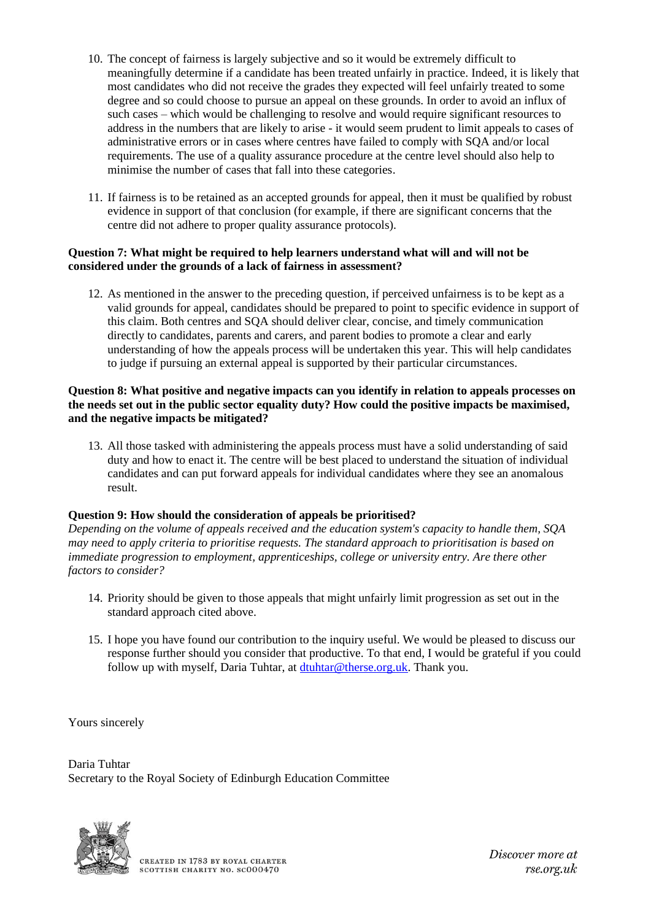10. The concept of fairness is largely subjective and so it would be extremely difficult to meaningfully determine if a candidate has been treated unfairly in practice. Indeed, it is likely that most candidates who did not receive the grades they expected will feel unfairly treated to some degree and so could choose to pursue an appeal on these grounds. In order to avoid an influx of such cases – which would be challenging to resolve and would require significant resources to address in the numbers that are likely to arise - it would seem prudent to limit appeals to cases of administrative errors or in cases where centres have failed to comply with SQA and/or local requirements. The use of a quality assurance procedure at the centre level should also help to minimise the number of cases that fall into these categories.

11. If fairness is to be retained as an accepted grounds for appeal, then it must be qualified by robust evidence in support of that conclusion (for example, if there are significant concerns that the centre did not adhere to proper quality assurance protocols).

**Question 7: What might be required to help learners understand what will and will not be considered under the grounds of a lack of fairness in assessment?**

12. As mentioned in the answer to the preceding question, if perceived unfairness is to be kept as a valid grounds for appeal, candidates should be prepared to point to specific evidence in support of this claim. Both centres and SQA should deliver clear, concise, and timely communication directly to candidates, parents and carers, and parent bodies to promote a clear and early understanding of how the appeals process will be undertaken this year. This will help candidates to judge if pursuing an external appeal is supported by their particular circumstances.

**Question 8: What positive and negative impacts can you identify in relation to appeals processes on the needs set out in the public sector equality duty? How could the positive impacts be maximised, and the negative impacts be mitigated?**

13. All those tasked with administering the appeals process must have a solid understanding of said duty and how to enact it. The centre will be best placed to understand the situation of individual candidates and can put forward appeals for individual candidates where they see an anomalous result.

**Question 9: How should the consideration of appeals be prioritised?**

*Depending on the volume of appeals received and the education system's capacity to handle them, SQA may need to apply criteria to prioritise requests. The standard approach to prioritisation is based on immediate progression to employment, apprenticeships, college or university entry. Are there other factors to consider?*

14. Priority should be given to those appeals that might unfairly limit progression as set out in the standard approach cited above.

15. I hope you have found our contribution to the inquiry useful. We would be pleased to discuss our response further should you consider that productive. To that end, I would be grateful if you could follow up with myself, Daria Tuhtar, at [dtuhtar@therse.org.uk](mailto:dtuhtar@therse.org.uk). Thank you.

Yours sincerely

Daria Tuhtar
Secretary to the Royal Society of Edinburgh Education Committee

CREATED IN 1783 BY ROYAL CHARTER
SCOTTISH CHARITY NO. SC000470

*Discover more at rse.org.uk*